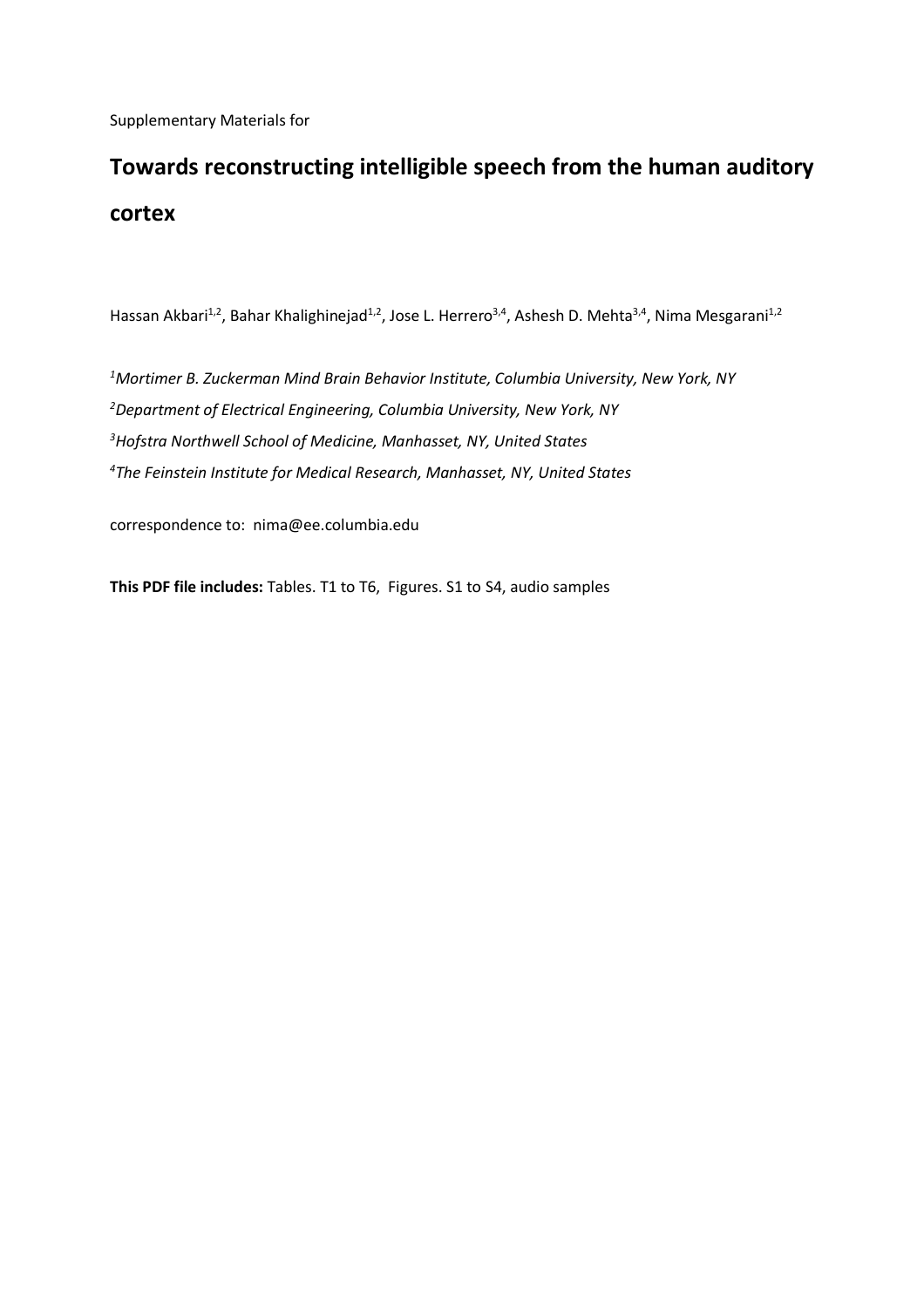Supplementary Materials for

# Towards reconstructing intelligible speech from the human auditory cortex

Hassan Akbari[1,2], Bahar Khalighinejad[1,2], Jose L. Herrero[3,4], Ashesh D. Mehta[3,4], Nima Mesgarani[1,2]

[1]*Mortimer B. Zuckerman Mind Brain Behavior Institute, Columbia University, New York, NY*

[2]*Department of Electrical Engineering, Columbia University, New York, NY*

[3]*Hofstra Northwell School of Medicine, Manhasset, NY, United States*

[4]*The Feinstein Institute for Medical Research, Manhasset, NY, United States*

correspondence to: nima@ee.columbia.edu

**This PDF file includes:** Tables. T1 to T6, Figures. S1 to S4, audio samples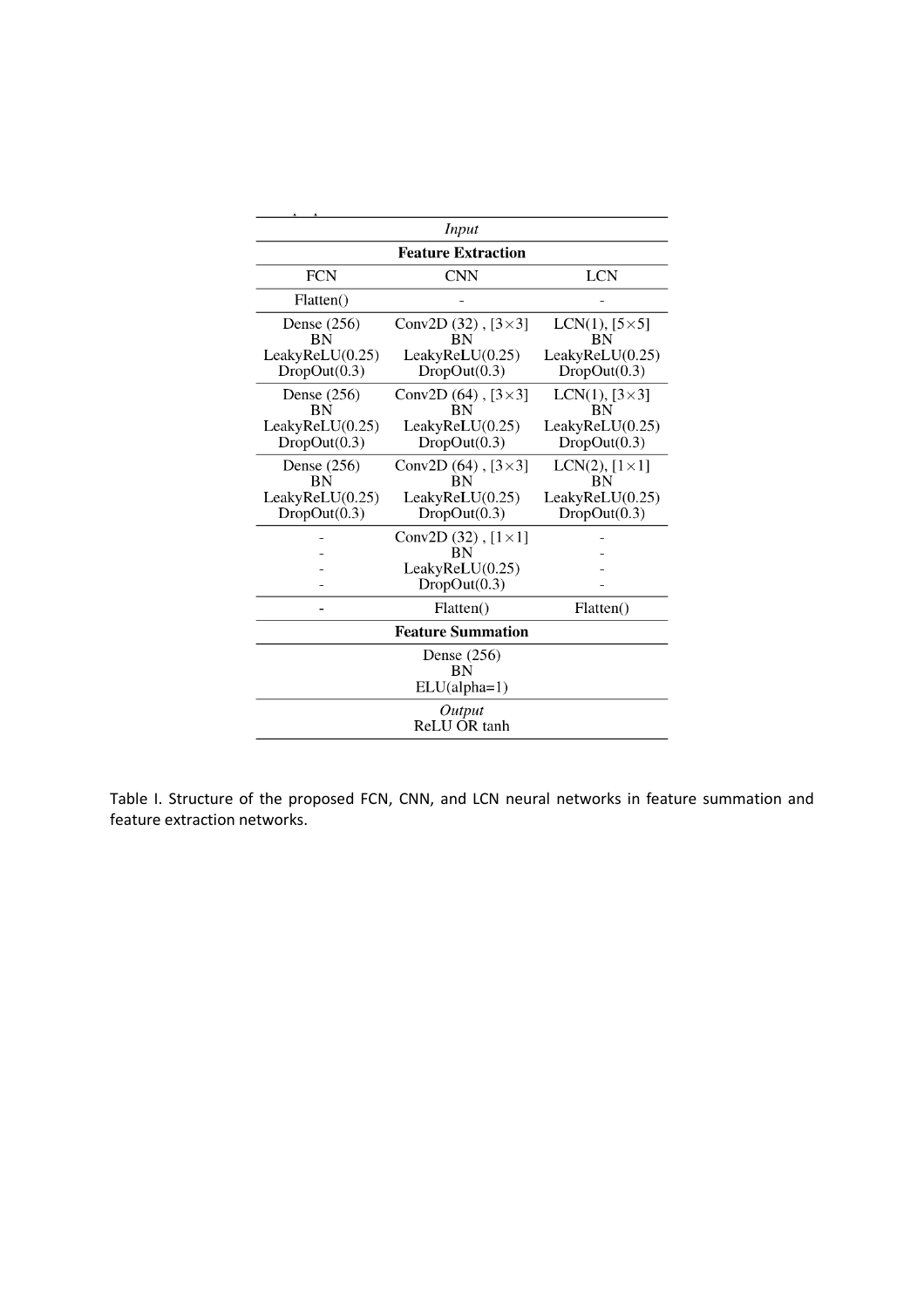| FCN | CNN | LCN |
|---|---|---|
| *Input* | | |
| **Feature Extraction** | | |
| FCN | CNN | LCN |
| Flatten() | - | - |
| Dense (256)<br>BN<br>LeakyReLU(0.25)<br>DropOut(0.3) | Conv2D (32) , [3×3]<br>BN<br>LeakyReLU(0.25)<br>DropOut(0.3) | LCN(1), [5×5]<br>BN<br>LeakyReLU(0.25)<br>DropOut(0.3) |
| Dense (256)<br>BN<br>LeakyReLU(0.25)<br>DropOut(0.3) | Conv2D (64) , [3×3]<br>BN<br>LeakyReLU(0.25)<br>DropOut(0.3) | LCN(1), [3×3]<br>BN<br>LeakyReLU(0.25)<br>DropOut(0.3) |
| Dense (256)<br>BN<br>LeakyReLU(0.25)<br>DropOut(0.3) | Conv2D (64) , [3×3]<br>BN<br>LeakyReLU(0.25)<br>DropOut(0.3) | LCN(2), [1×1]<br>BN<br>LeakyReLU(0.25)<br>DropOut(0.3) |
| -<br>-<br>-<br>- | Conv2D (32) , [1×1]<br>BN<br>LeakyReLU(0.25)<br>DropOut(0.3) | -<br>-<br>-<br>- |
| - | Flatten() | Flatten() |
| **Feature Summation** | | |
| Dense (256)<br>BN<br>ELU(alpha=1) | | |
| *Output*<br>ReLU OR tanh | | |

Table I. Structure of the proposed FCN, CNN, and LCN neural networks in feature summation and feature extraction networks.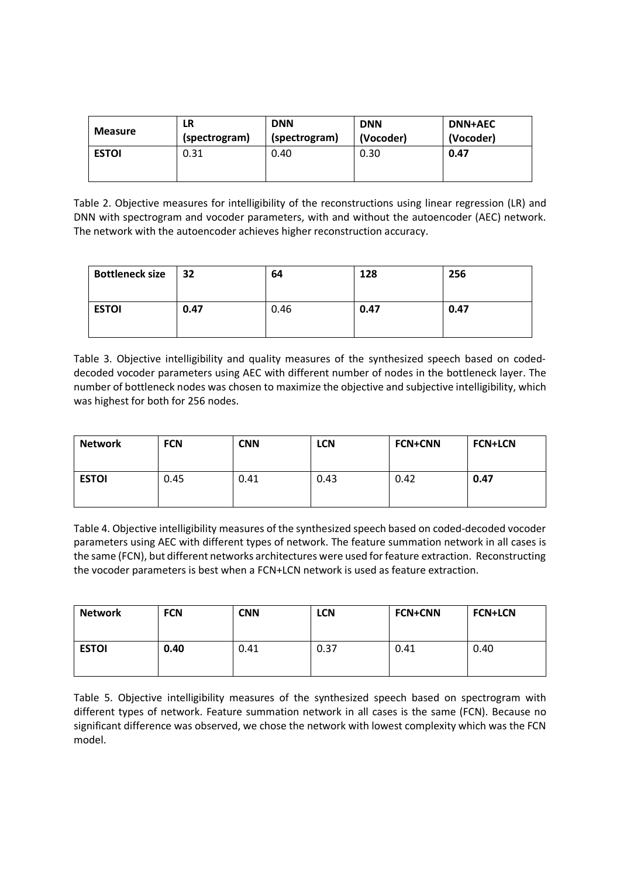| Measure | LR (spectrogram) | DNN (spectrogram) | DNN (Vocoder) | DNN+AEC (Vocoder) |
|---|---|---|---|---|
| **ESTOI** | 0.31 | 0.40 | 0.30 | **0.47** |

Table 2. Objective measures for intelligibility of the reconstructions using linear regression (LR) and DNN with spectrogram and vocoder parameters, with and without the autoencoder (AEC) network. The network with the autoencoder achieves higher reconstruction accuracy.

| Bottleneck size | 32 | 64 | 128 | 256 |
|---|---|---|---|---|
| **ESTOI** | **0.47** | 0.46 | **0.47** | **0.47** |

Table 3. Objective intelligibility and quality measures of the synthesized speech based on coded-decoded vocoder parameters using AEC with different number of nodes in the bottleneck layer. The number of bottleneck nodes was chosen to maximize the objective and subjective intelligibility, which was highest for both for 256 nodes.

| Network | FCN | CNN | LCN | FCN+CNN | FCN+LCN |
|---|---|---|---|---|---|
| **ESTOI** | 0.45 | 0.41 | 0.43 | 0.42 | **0.47** |

Table 4. Objective intelligibility measures of the synthesized speech based on coded-decoded vocoder parameters using AEC with different types of network. The feature summation network in all cases is the same (FCN), but different networks architectures were used for feature extraction. Reconstructing the vocoder parameters is best when a FCN+LCN network is used as feature extraction.

| Network | FCN | CNN | LCN | FCN+CNN | FCN+LCN |
|---|---|---|---|---|---|
| **ESTOI** | **0.40** | 0.41 | 0.37 | 0.41 | 0.40 |

Table 5. Objective intelligibility measures of the synthesized speech based on spectrogram with different types of network. Feature summation network in all cases is the same (FCN). Because no significant difference was observed, we chose the network with lowest complexity which was the FCN model.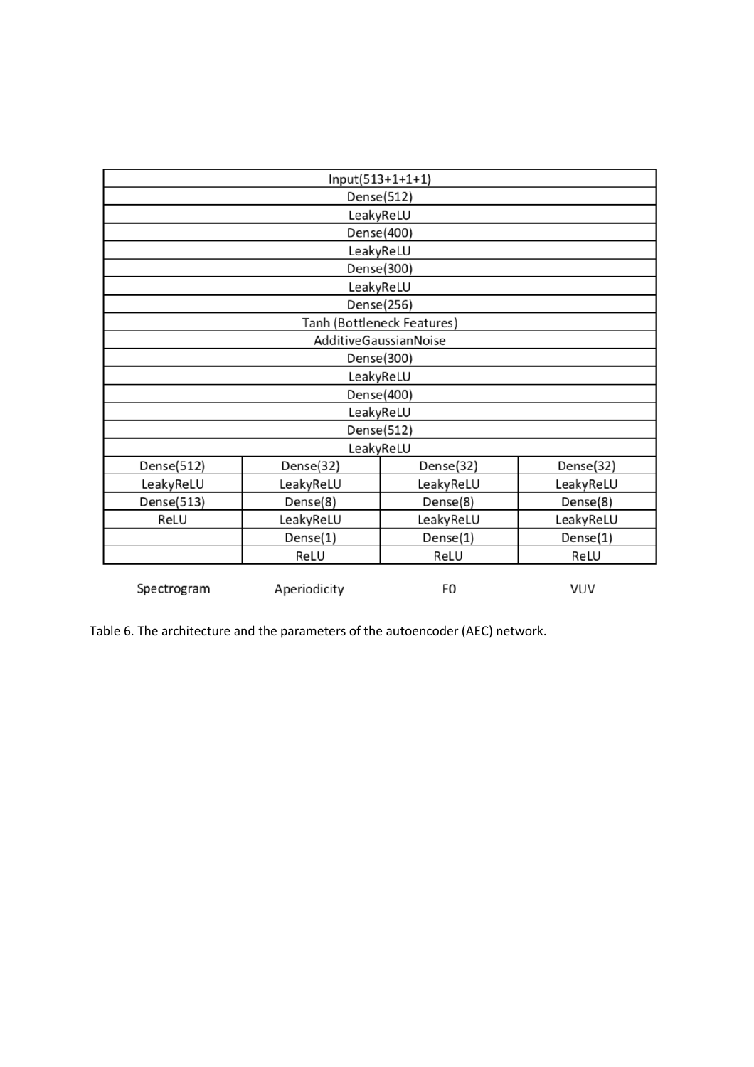| Input(513+1+1+1) | | | |
|---|---|---|---|
| Dense(512) | | | |
| LeakyReLU | | | |
| Dense(400) | | | |
| LeakyReLU | | | |
| Dense(300) | | | |
| LeakyReLU | | | |
| Dense(256) | | | |
| Tanh (Bottleneck Features) | | | |
| AdditiveGaussianNoise | | | |
| Dense(300) | | | |
| LeakyReLU | | | |
| Dense(400) | | | |
| LeakyReLU | | | |
| Dense(512) | | | |
| LeakyReLU | | | |
| Dense(512) | Dense(32) | Dense(32) | Dense(32) |
| LeakyReLU | LeakyReLU | LeakyReLU | LeakyReLU |
| Dense(513) | Dense(8) | Dense(8) | Dense(8) |
| ReLU | LeakyReLU | LeakyReLU | LeakyReLU |
| | Dense(1) | Dense(1) | Dense(1) |
| | ReLU | ReLU | ReLU |
| Spectrogram | Aperiodicity | F0 | VUV |

Table 6. The architecture and the parameters of the autoencoder (AEC) network.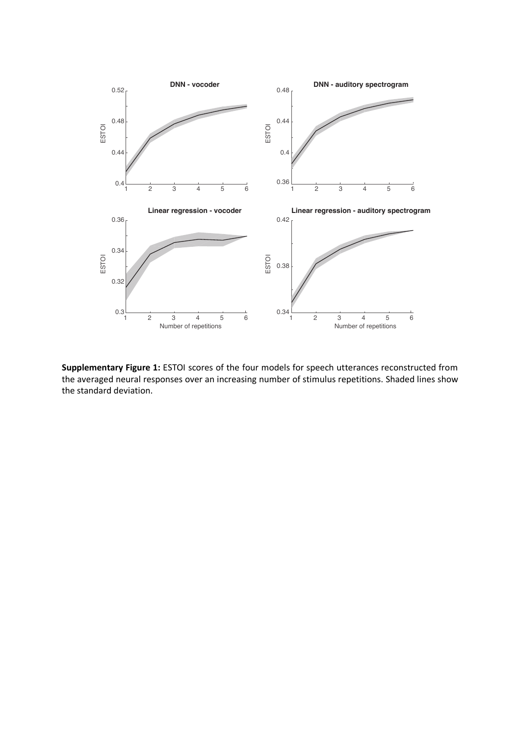**Supplementary Figure 1:** ESTOI scores of the four models for speech utterances reconstructed from the averaged neural responses over an increasing number of stimulus repetitions. Shaded lines show the standard deviation.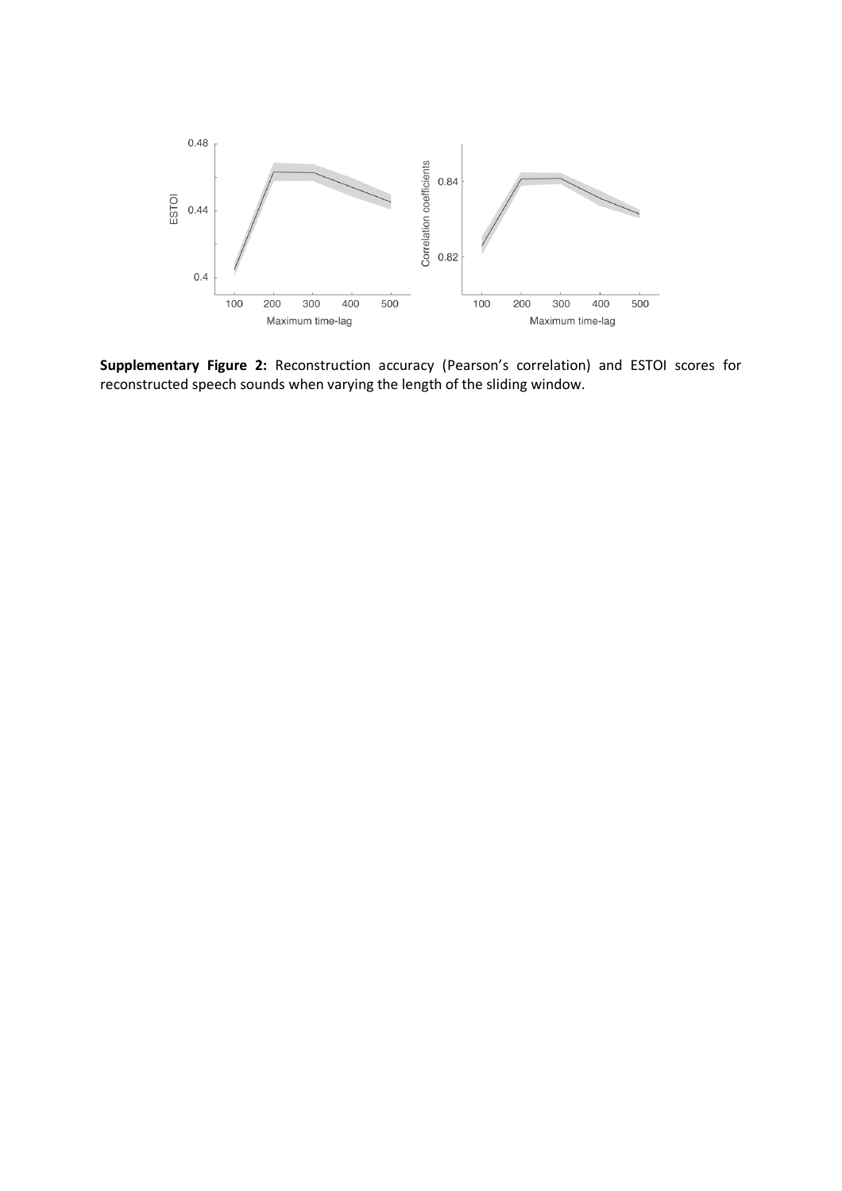**Supplementary Figure 2:** Reconstruction accuracy (Pearson's correlation) and ESTOI scores for reconstructed speech sounds when varying the length of the sliding window.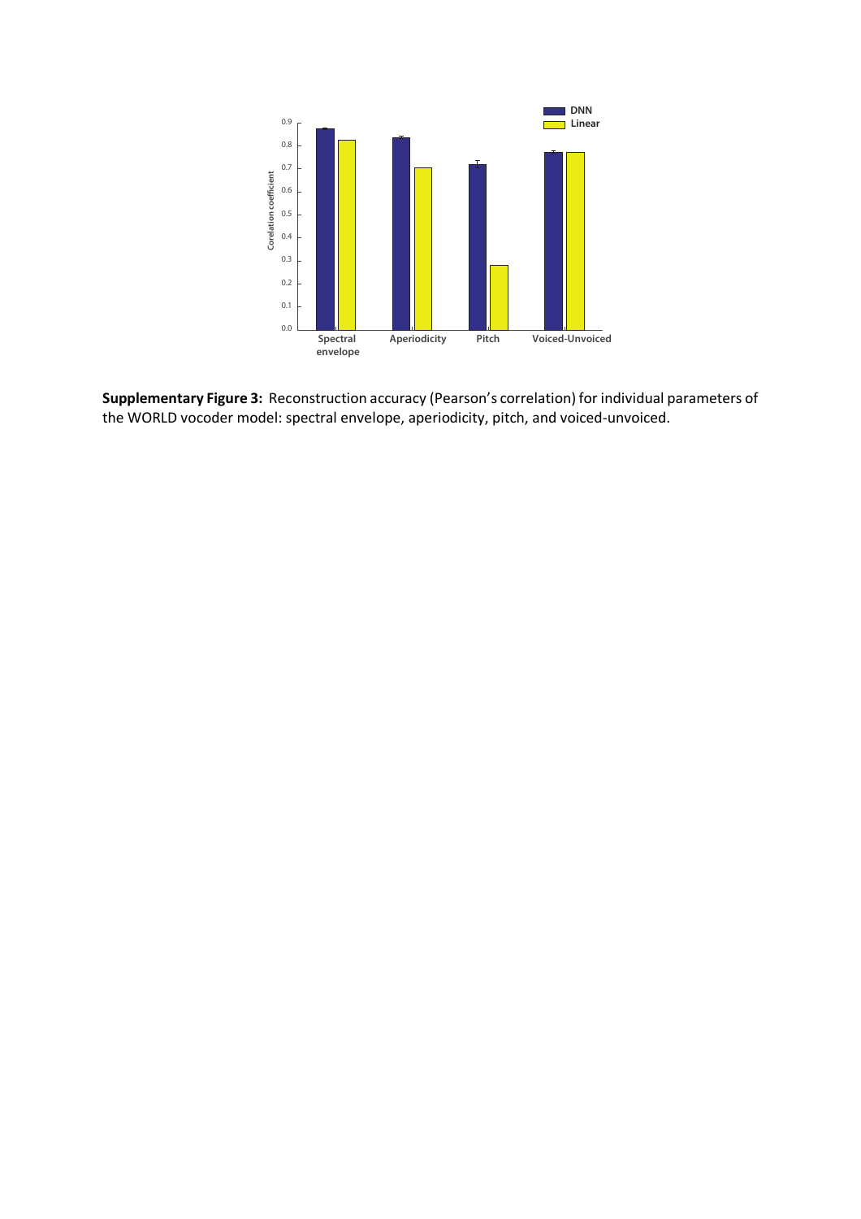**Supplementary Figure 3:** Reconstruction accuracy (Pearson's correlation) for individual parameters of the WORLD vocoder model: spectral envelope, aperiodicity, pitch, and voiced-unvoiced.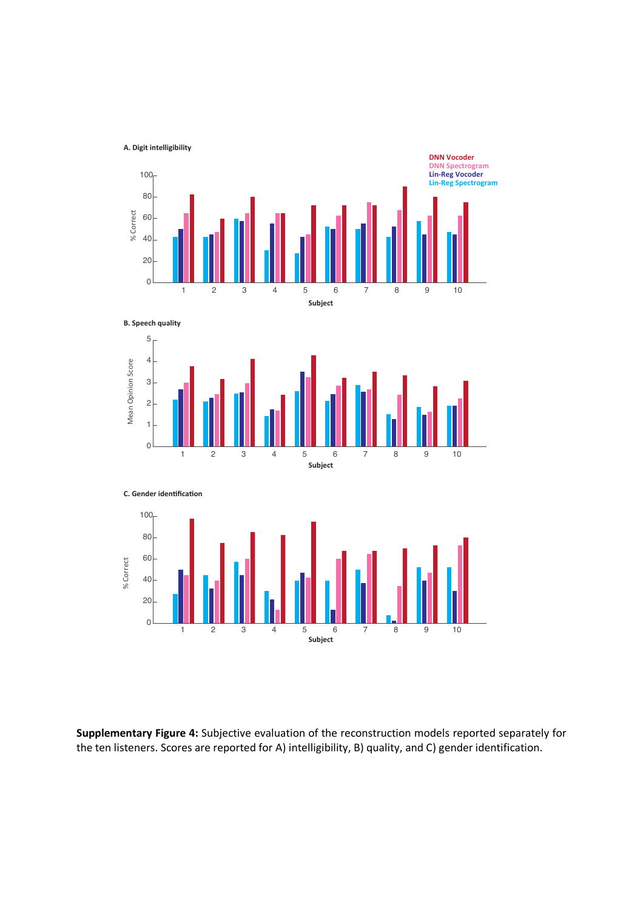**Supplementary Figure 4:** Subjective evaluation of the reconstruction models reported separately for the ten listeners. Scores are reported for A) intelligibility, B) quality, and C) gender identification.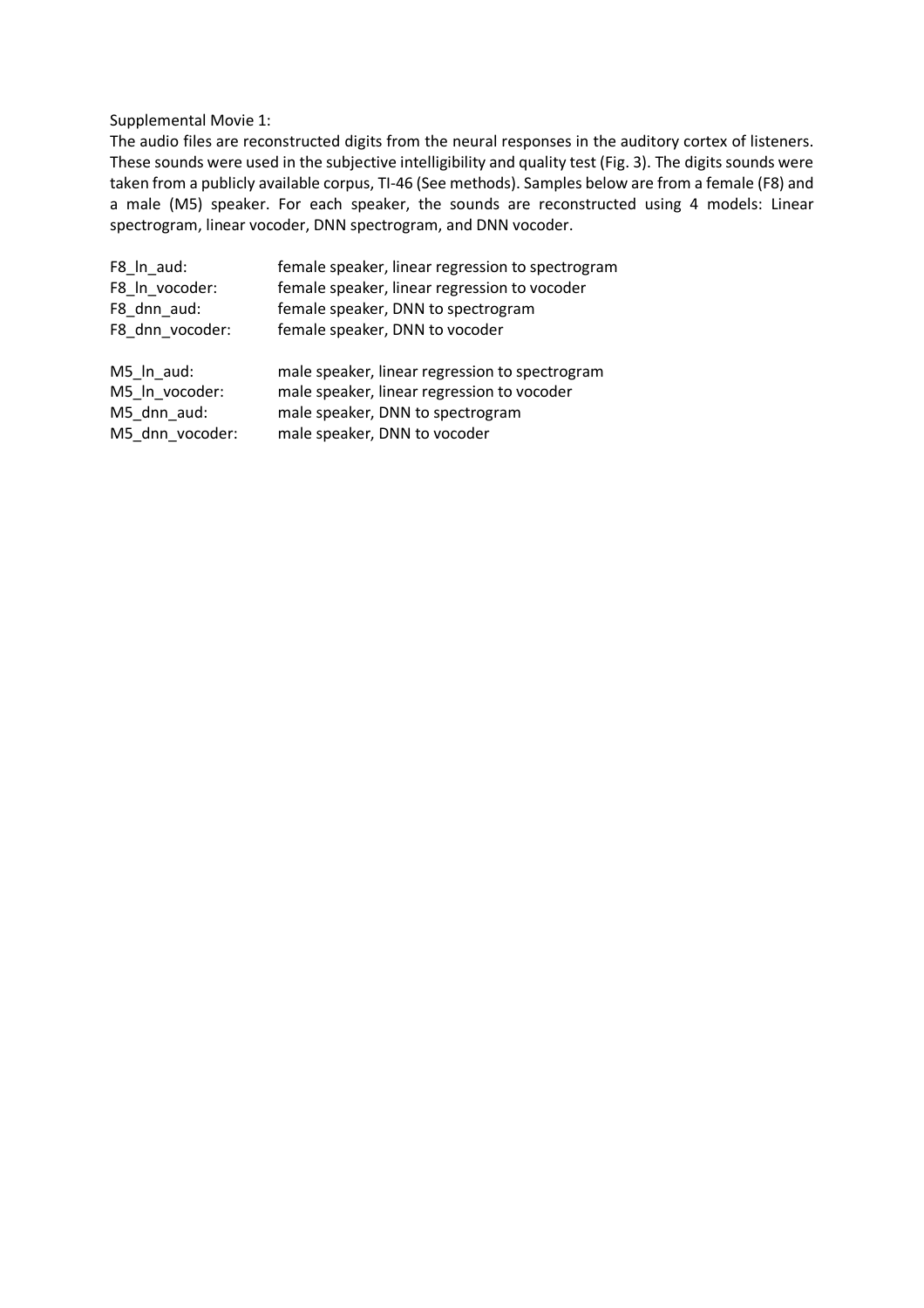Supplemental Movie 1:

The audio files are reconstructed digits from the neural responses in the auditory cortex of listeners. These sounds were used in the subjective intelligibility and quality test (Fig. 3). The digits sounds were taken from a publicly available corpus, TI-46 (See methods). Samples below are from a female (F8) and a male (M5) speaker. For each speaker, the sounds are reconstructed using 4 models: Linear spectrogram, linear vocoder, DNN spectrogram, and DNN vocoder.

| | |
|---|---|
| F8_ln_aud: | female speaker, linear regression to spectrogram |
| F8_ln_vocoder: | female speaker, linear regression to vocoder |
| F8_dnn_aud: | female speaker, DNN to spectrogram |
| F8_dnn_vocoder: | female speaker, DNN to vocoder |
| M5_ln_aud: | male speaker, linear regression to spectrogram |
| M5_ln_vocoder: | male speaker, linear regression to vocoder |
| M5_dnn_aud: | male speaker, DNN to spectrogram |
| M5_dnn_vocoder: | male speaker, DNN to vocoder |